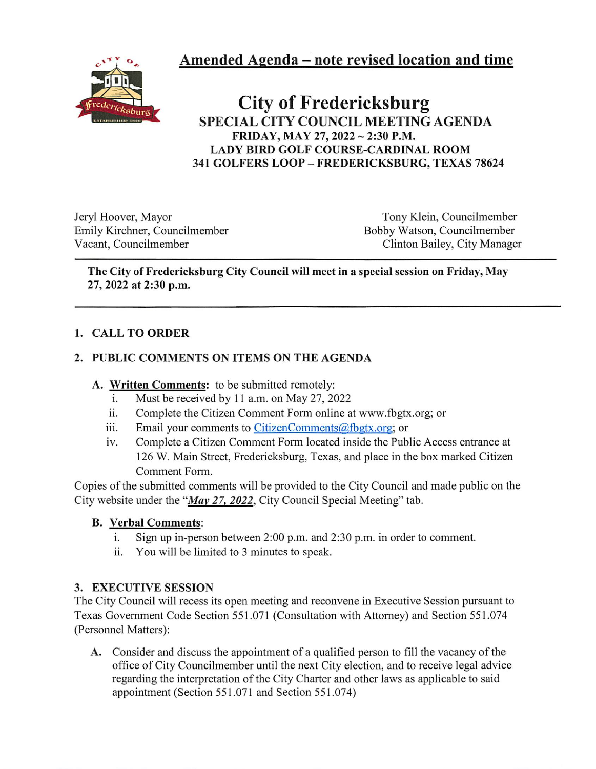**Amended Agenda – note revised location and time**

# City of Fredericksburg

## SPECIAL CITY COUNCIL MEETING AGENDA

**FRIDAY, MAY 27, 2022 ~ 2:30 P.M.**
**LADY BIRD GOLF COURSE-CARDINAL ROOM**
**341 GOLFERS LOOP – FREDERICKSBURG, TEXAS 78624**

Jeryl Hoover, Mayor
Emily Kirchner, Councilmember
Vacant, Councilmember
Tony Klein, Councilmember
Bobby Watson, Councilmember
Clinton Bailey, City Manager

---

**The City of Fredericksburg City Council will meet in a special session on Friday, May 27, 2022 at 2:30 p.m.**

---

### 1. CALL TO ORDER

### 2. PUBLIC COMMENTS ON ITEMS ON THE AGENDA

**A. Written Comments:** to be submitted remotely:

i. Must be received by 11 a.m. on May 27, 2022
ii. Complete the Citizen Comment Form online at www.fbgtx.org; or
iii. Email your comments to CitizenComments@fbgtx.org; or
iv. Complete a Citizen Comment Form located inside the Public Access entrance at 126 W. Main Street, Fredericksburg, Texas, and place in the box marked Citizen Comment Form.

Copies of the submitted comments will be provided to the City Council and made public on the City website under the "***May 27, 2022***, City Council Special Meeting" tab.

**B. Verbal Comments:**

i. Sign up in-person between 2:00 p.m. and 2:30 p.m. in order to comment.
ii. You will be limited to 3 minutes to speak.

### 3. EXECUTIVE SESSION

The City Council will recess its open meeting and reconvene in Executive Session pursuant to Texas Government Code Section 551.071 (Consultation with Attorney) and Section 551.074 (Personnel Matters):

**A.** Consider and discuss the appointment of a qualified person to fill the vacancy of the office of City Councilmember until the next City election, and to receive legal advice regarding the interpretation of the City Charter and other laws as applicable to said appointment (Section 551.071 and Section 551.074)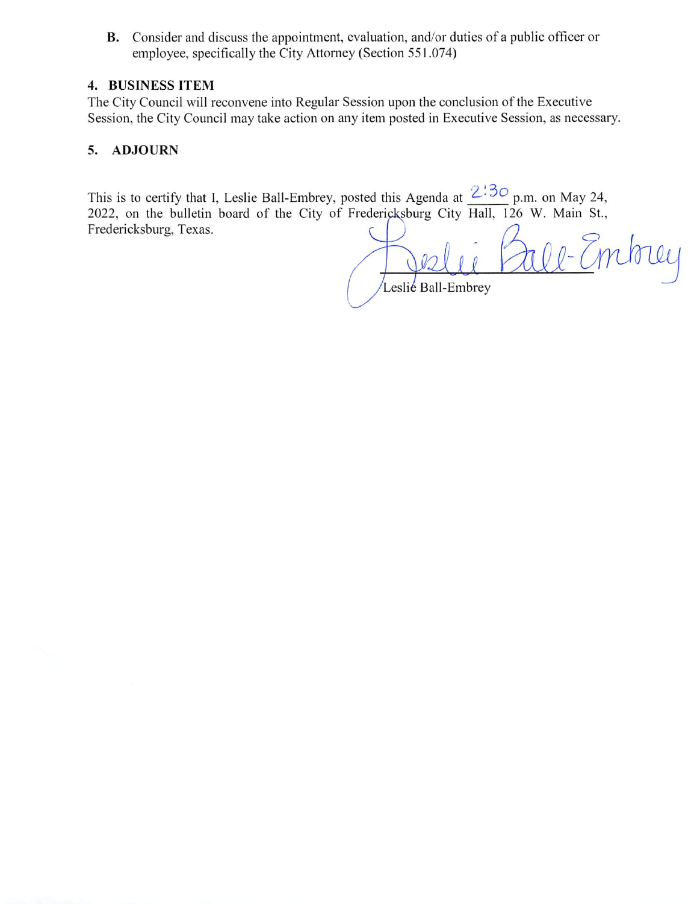**B.** Consider and discuss the appointment, evaluation, and/or duties of a public officer or employee, specifically the City Attorney (Section 551.074)

## 4. BUSINESS ITEM

The City Council will reconvene into Regular Session upon the conclusion of the Executive Session, the City Council may take action on any item posted in Executive Session, as necessary.

## 5. ADJOURN

This is to certify that I, Leslie Ball-Embrey, posted this Agenda at 2:30 p.m. on May 24, 2022, on the bulletin board of the City of Fredericksburg City Hall, 126 W. Main St., Fredericksburg, Texas.

Leslie Ball-Embrey

Leslie Ball-Embrey